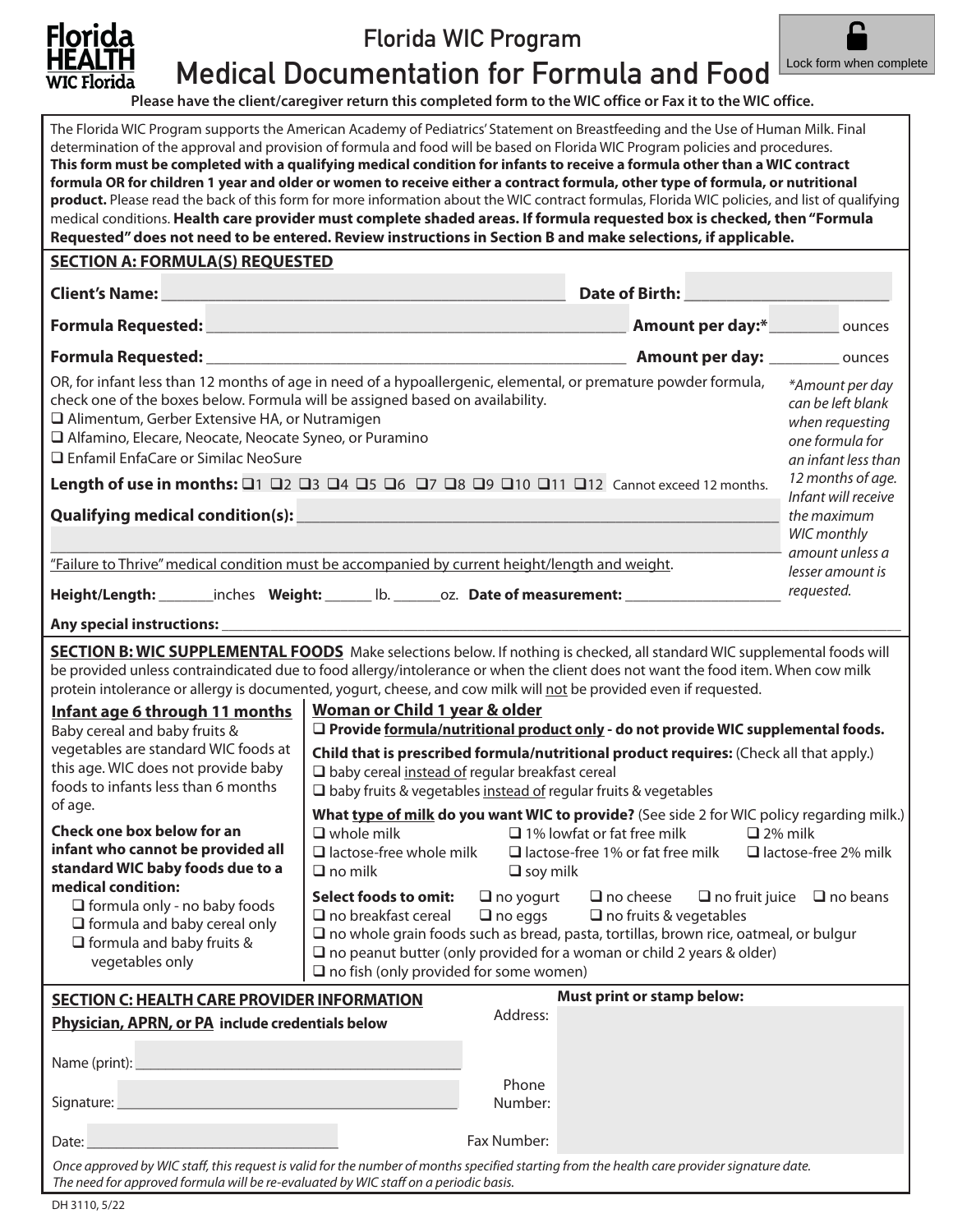Florida HEALTH WIC Florida

# Florida WIC Program

# Medical Documentation for Formula and Food

Lock form when complete

**Please have the client/caregiver return this completed form to the WIC office or Fax it to the WIC office.**

The Florida WIC Program supports the American Academy of Pediatrics' Statement on Breastfeeding and the Use of Human Milk. Final determination of the approval and provision of formula and food will be based on Florida WIC Program policies and procedures. **This form must be completed with a qualifying medical condition for infants to receive a formula other than a WIC contract formula OR for children 1 year and older or women to receive either a contract formula, other type of formula, or nutritional product.** Please read the back of this form for more information about the WIC contract formulas, Florida WIC policies, and list of qualifying medical conditions. **Health care provider must complete shaded areas. If formula requested box is checked, then "Formula Requested" does not need to be entered. Review instructions in Section B and make selections, if applicable.**

## SECTION A: FORMULA(S) REQUESTED

**Client's Name:** ______________________ **Date of Birth:** ______________________

**Formula Requested:** ______________________ **Amount per day:*** ________ ounces

**Formula Requested:** ______________________ **Amount per day:** ________ ounces

OR, for infant less than 12 months of age in need of a hypoallergenic, elemental, or premature powder formula, check one of the boxes below. Formula will be assigned based on availability.

- ❑ Alimentum, Gerber Extensive HA, or Nutramigen
- ❑ Alfamino, Elecare, Neocate, Neocate Syneo, or Puramino
- ❑ Enfamil EnfaCare or Similac NeoSure

*\*Amount per day can be left blank when requesting one formula for an infant less than 12 months of age. Infant will receive the maximum WIC monthly amount unless a lesser amount is requested.*

**Length of use in months:** ❑1 ❑2 ❑3 ❑4 ❑5 ❑6 ❑7 ❑8 ❑9 ❑10 ❑11 ❑12 Cannot exceed 12 months.

**Qualifying medical condition(s):** ______________________

______________________

"Failure to Thrive" medical condition must be accompanied by current height/length and weight.

**Height/Length:** ________inches **Weight:** ______ lb. ______oz. **Date of measurement:** ______________

**Any special instructions:** ______________________

## SECTION B: WIC SUPPLEMENTAL FOODS

Make selections below. If nothing is checked, all standard WIC supplemental foods will be provided unless contraindicated due to food allergy/intolerance or when the client does not want the food item. When cow milk protein intolerance or allergy is documented, yogurt, cheese, and cow milk will not be provided even if requested.

### Infant age 6 through 11 months

Baby cereal and baby fruits & vegetables are standard WIC foods at this age. WIC does not provide baby foods to infants less than 6 months of age.

**Check one box below for an infant who cannot be provided all standard WIC baby foods due to a medical condition:**

- ❑ formula only - no baby foods
- ❑ formula and baby cereal only
- ❑ formula and baby fruits & vegetables only

### Woman or Child 1 year & older

❑ **Provide formula/nutritional product only - do not provide WIC supplemental foods.**

**Child that is prescribed formula/nutritional product requires:** (Check all that apply.)

- ❑ baby cereal instead of regular breakfast cereal
- ❑ baby fruits & vegetables instead of regular fruits & vegetables

**What type of milk do you want WIC to provide?** (See side 2 for WIC policy regarding milk.)

❑ whole milk ❑ 1% lowfat or fat free milk ❑ 2% milk
❑ lactose-free whole milk ❑ lactose-free 1% or fat free milk ❑ lactose-free 2% milk
❑ no milk ❑ soy milk

**Select foods to omit:** ❑ no yogurt ❑ no cheese ❑ no fruit juice ❑ no beans
❑ no breakfast cereal ❑ no eggs ❑ no fruits & vegetables
❑ no whole grain foods such as bread, pasta, tortillas, brown rice, oatmeal, or bulgur
❑ no peanut butter (only provided for a woman or child 2 years & older)
❑ no fish (only provided for some women)

## SECTION C: HEALTH CARE PROVIDER INFORMATION

**Physician, APRN, or PA include credentials below**

Name (print): ______________________

Signature: ______________________

Date: ______________________

**Must print or stamp below:**

Address:

Phone Number:

Fax Number:

*Once approved by WIC staff, this request is valid for the number of months specified starting from the health care provider signature date. The need for approved formula will be re-evaluated by WIC staff on a periodic basis.*

DH 3110, 5/22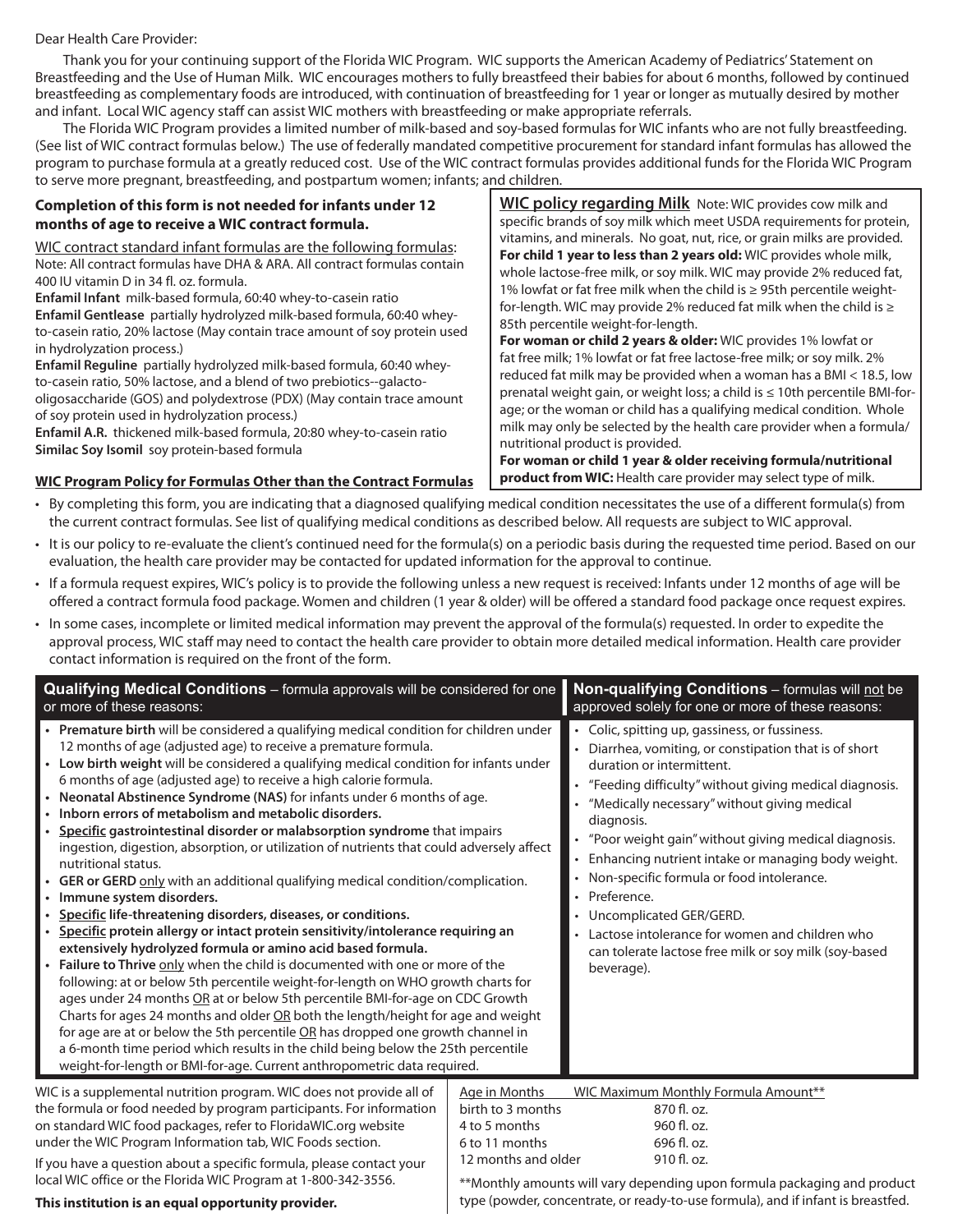Dear Health Care Provider:

Thank you for your continuing support of the Florida WIC Program. WIC supports the American Academy of Pediatrics' Statement on Breastfeeding and the Use of Human Milk. WIC encourages mothers to fully breastfeed their babies for about 6 months, followed by continued breastfeeding as complementary foods are introduced, with continuation of breastfeeding for 1 year or longer as mutually desired by mother and infant. Local WIC agency staff can assist WIC mothers with breastfeeding or make appropriate referrals.

The Florida WIC Program provides a limited number of milk-based and soy-based formulas for WIC infants who are not fully breastfeeding. (See list of WIC contract formulas below.) The use of federally mandated competitive procurement for standard infant formulas has allowed the program to purchase formula at a greatly reduced cost. Use of the WIC contract formulas provides additional funds for the Florida WIC Program to serve more pregnant, breastfeeding, and postpartum women; infants; and children.

**Completion of this form is not needed for infants under 12 months of age to receive a WIC contract formula.**

WIC contract standard infant formulas are the following formulas:
Note: All contract formulas have DHA & ARA. All contract formulas contain 400 IU vitamin D in 34 fl. oz. formula.

**Enfamil Infant** milk-based formula, 60:40 whey-to-casein ratio
**Enfamil Gentlease** partially hydrolyzed milk-based formula, 60:40 whey-to-casein ratio, 20% lactose (May contain trace amount of soy protein used in hydrolyzation process.)
**Enfamil Reguline** partially hydrolyzed milk-based formula, 60:40 whey-to-casein ratio, 50% lactose, and a blend of two prebiotics--galacto-oligosaccharide (GOS) and polydextrose (PDX) (May contain trace amount of soy protein used in hydrolyzation process.)
**Enfamil A.R.** thickened milk-based formula, 20:80 whey-to-casein ratio
**Similac Soy Isomil** soy protein-based formula

**WIC policy regarding Milk** Note: WIC provides cow milk and specific brands of soy milk which meet USDA requirements for protein, vitamins, and minerals. No goat, nut, rice, or grain milks are provided.
**For child 1 year to less than 2 years old:** WIC provides whole milk, whole lactose-free milk, or soy milk. WIC may provide 2% reduced fat, 1% lowfat or fat free milk when the child is ≥ 95th percentile weight-for-length. WIC may provide 2% reduced fat milk when the child is ≥ 85th percentile weight-for-length.
**For woman or child 2 years & older:** WIC provides 1% lowfat or fat free milk; 1% lowfat or fat free lactose-free milk; or soy milk. 2% reduced fat milk may be provided when a woman has a BMI < 18.5, low prenatal weight gain, or weight loss; a child is ≤ 10th percentile BMI-for-age; or the woman or child has a qualifying medical condition. Whole milk may only be selected by the health care provider when a formula/nutritional product is provided.
**For woman or child 1 year & older receiving formula/nutritional product from WIC:** Health care provider may select type of milk.

**WIC Program Policy for Formulas Other than the Contract Formulas**

- By completing this form, you are indicating that a diagnosed qualifying medical condition necessitates the use of a different formula(s) from the current contract formulas. See list of qualifying medical conditions as described below. All requests are subject to WIC approval.
- It is our policy to re-evaluate the client's continued need for the formula(s) on a periodic basis during the requested time period. Based on our evaluation, the health care provider may be contacted for updated information for the approval to continue.
- If a formula request expires, WIC's policy is to provide the following unless a new request is received: Infants under 12 months of age will be offered a contract formula food package. Women and children (1 year & older) will be offered a standard food package once request expires.
- In some cases, incomplete or limited medical information may prevent the approval of the formula(s) requested. In order to expedite the approval process, WIC staff may need to contact the health care provider to obtain more detailed medical information. Health care provider contact information is required on the front of the form.

**Qualifying Medical Conditions** – formula approvals will be considered for one or more of these reasons:

- **Premature birth** will be considered a qualifying medical condition for children under 12 months of age (adjusted age) to receive a premature formula.
- **Low birth weight** will be considered a qualifying medical condition for infants under 6 months of age (adjusted age) to receive a high calorie formula.
- **Neonatal Abstinence Syndrome (NAS)** for infants under 6 months of age.
- **Inborn errors of metabolism and metabolic disorders.**
- **Specific gastrointestinal disorder or malabsorption syndrome** that impairs ingestion, digestion, absorption, or utilization of nutrients that could adversely affect nutritional status.
- **GER or GERD** only with an additional qualifying medical condition/complication.
- **Immune system disorders.**
- **Specific life-threatening disorders, diseases, or conditions.**
- **Specific protein allergy or intact protein sensitivity/intolerance requiring an extensively hydrolyzed formula or amino acid based formula.**
- **Failure to Thrive** only when the child is documented with one or more of the following: at or below 5th percentile weight-for-length on WHO growth charts for ages under 24 months OR at or below 5th percentile BMI-for-age on CDC Growth Charts for ages 24 months and older OR both the length/height for age and weight for age are at or below the 5th percentile OR has dropped one growth channel in a 6-month time period which results in the child being below the 25th percentile weight-for-length or BMI-for-age. Current anthropometric data required.

**Non-qualifying Conditions** – formulas will not be approved solely for one or more of these reasons:

- Colic, spitting up, gassiness, or fussiness.
- Diarrhea, vomiting, or constipation that is of short duration or intermittent.
- "Feeding difficulty" without giving medical diagnosis.
- "Medically necessary" without giving medical diagnosis.
- "Poor weight gain" without giving medical diagnosis.
- Enhancing nutrient intake or managing body weight.
- Non-specific formula or food intolerance.
- Preference.
- Uncomplicated GER/GERD.
- Lactose intolerance for women and children who can tolerate lactose free milk or soy milk (soy-based beverage).

WIC is a supplemental nutrition program. WIC does not provide all of the formula or food needed by program participants. For information on standard WIC food packages, refer to FloridaWIC.org website under the WIC Program Information tab, WIC Foods section.

If you have a question about a specific formula, please contact your local WIC office or the Florida WIC Program at 1-800-342-3556.

**This institution is an equal opportunity provider.**

| Age in Months | WIC Maximum Monthly Formula Amount** |
|---|---|
| birth to 3 months | 870 fl. oz. |
| 4 to 5 months | 960 fl. oz. |
| 6 to 11 months | 696 fl. oz. |
| 12 months and older | 910 fl. oz. |

**Monthly amounts will vary depending upon formula packaging and product type (powder, concentrate, or ready-to-use formula), and if infant is breastfed.